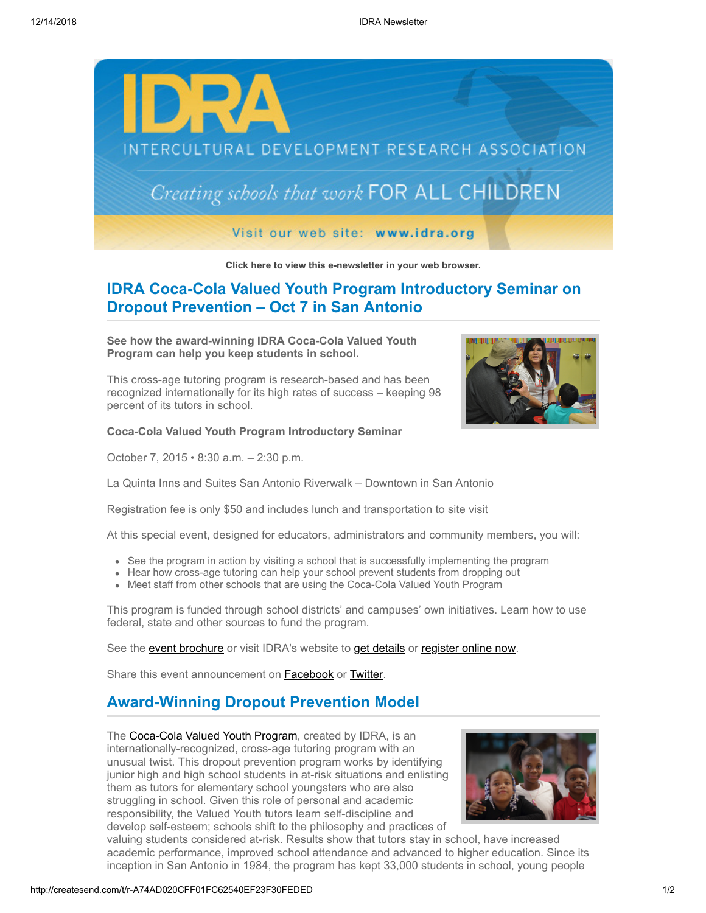# IDRA

INTERCULTURAL DEVELOPMENT RESEARCH ASSOCIATION

*Creating schools that work* FOR ALL CHILDREN

Visit our web site: **www.idra.org**

**Click here to view this e-newsletter in your web browser.**

## IDRA Coca-Cola Valued Youth Program Introductory Seminar on Dropout Prevention – Oct 7 in San Antonio

**See how the award-winning IDRA Coca-Cola Valued Youth Program can help you keep students in school.**

This cross-age tutoring program is research-based and has been recognized internationally for its high rates of success – keeping 98 percent of its tutors in school.

**Coca-Cola Valued Youth Program Introductory Seminar**

October 7, 2015 • 8:30 a.m. – 2:30 p.m.

La Quinta Inns and Suites San Antonio Riverwalk – Downtown in San Antonio

Registration fee is only $50 and includes lunch and transportation to site visit

At this special event, designed for educators, administrators and community members, you will:

- See the program in action by visiting a school that is successfully implementing the program
- Hear how cross-age tutoring can help your school prevent students from dropping out
- Meet staff from other schools that are using the Coca-Cola Valued Youth Program

This program is funded through school districts' and campuses' own initiatives. Learn how to use federal, state and other sources to fund the program.

See the event brochure or visit IDRA's website to get details or register online now.

Share this event announcement on Facebook or Twitter.

## Award-Winning Dropout Prevention Model

The Coca-Cola Valued Youth Program, created by IDRA, is an internationally-recognized, cross-age tutoring program with an unusual twist. This dropout prevention program works by identifying junior high and high school students in at-risk situations and enlisting them as tutors for elementary school youngsters who are also struggling in school. Given this role of personal and academic responsibility, the Valued Youth tutors learn self-discipline and develop self-esteem; schools shift to the philosophy and practices of valuing students considered at-risk. Results show that tutors stay in school, have increased academic performance, improved school attendance and advanced to higher education. Since its inception in San Antonio in 1984, the program has kept 33,000 students in school, young people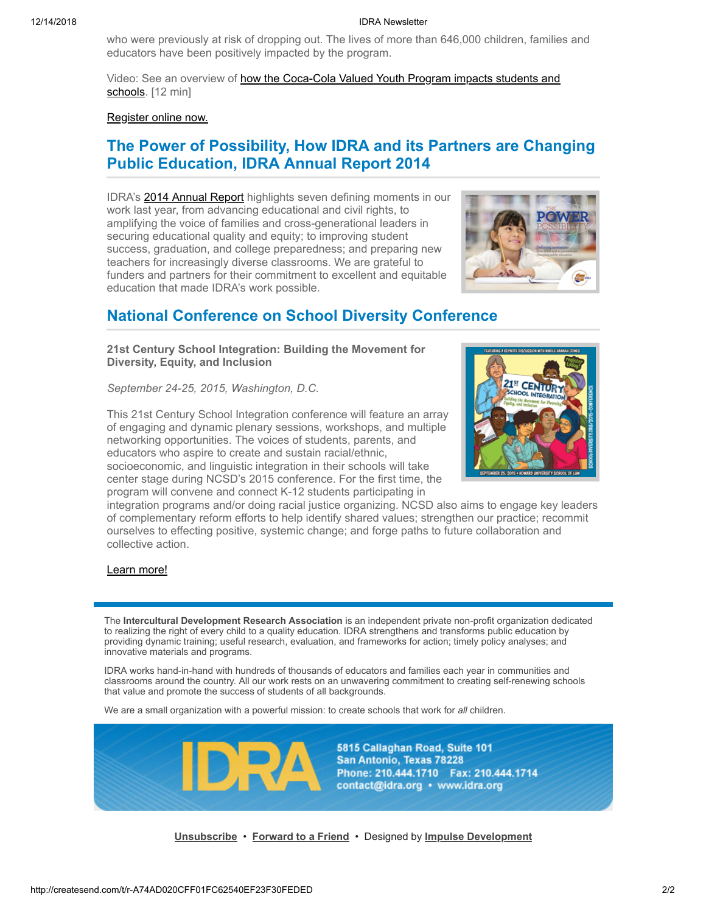who were previously at risk of dropping out. The lives of more than 646,000 children, families and educators have been positively impacted by the program.

Video: See an overview of how the Coca-Cola Valued Youth Program impacts students and schools. [12 min]

Register online now.

## The Power of Possibility, How IDRA and its Partners are Changing Public Education, IDRA Annual Report 2014

IDRA's 2014 Annual Report highlights seven defining moments in our work last year, from advancing educational and civil rights, to amplifying the voice of families and cross-generational leaders in securing educational quality and equity; to improving student success, graduation, and college preparedness; and preparing new teachers for increasingly diverse classrooms. We are grateful to funders and partners for their commitment to excellent and equitable education that made IDRA's work possible.

## National Conference on School Diversity Conference

**21st Century School Integration: Building the Movement for Diversity, Equity, and Inclusion**

*September 24-25, 2015, Washington, D.C.*

This 21st Century School Integration conference will feature an array of engaging and dynamic plenary sessions, workshops, and multiple networking opportunities. The voices of students, parents, and educators who aspire to create and sustain racial/ethnic, socioeconomic, and linguistic integration in their schools will take center stage during NCSD's 2015 conference. For the first time, the program will convene and connect K-12 students participating in integration programs and/or doing racial justice organizing. NCSD also aims to engage key leaders of complementary reform efforts to help identify shared values; strengthen our practice; recommit ourselves to effecting positive, systemic change; and forge paths to future collaboration and collective action.

Learn more!

---

The **Intercultural Development Research Association** is an independent private non-profit organization dedicated to realizing the right of every child to a quality education. IDRA strengthens and transforms public education by providing dynamic training; useful research, evaluation, and frameworks for action; timely policy analyses; and innovative materials and programs.

IDRA works hand-in-hand with hundreds of thousands of educators and families each year in communities and classrooms around the country. All our work rests on an unwavering commitment to creating self-renewing schools that value and promote the success of students of all backgrounds.

We are a small organization with a powerful mission: to create schools that work for *all* children.

IDRA
5815 Callaghan Road, Suite 101
San Antonio, Texas 78228
Phone: 210.444.1710 Fax: 210.444.1714
contact@idra.org • www.idra.org

Unsubscribe • Forward to a Friend • Designed by Impulse Development